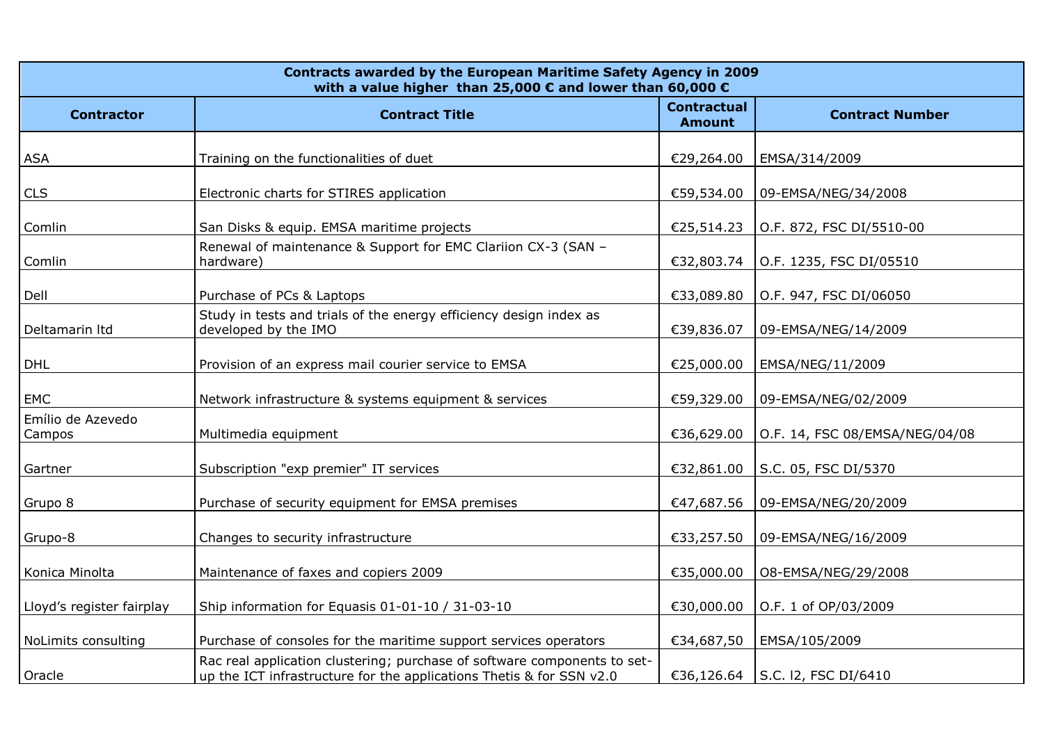| Contracts awarded by the European Maritime Safety Agency in 2009 with a value higher than 25,000 € and lower than 60,000 € | | | |
|---|---|---|---|
| **Contractor** | **Contract Title** | **Contractual Amount** | **Contract Number** |
| ASA | Training on the functionalities of duet | €29,264.00 | EMSA/314/2009 |
| CLS | Electronic charts for STIRES application | €59,534.00 | 09-EMSA/NEG/34/2008 |
| Comlin | San Disks & equip. EMSA maritime projects | €25,514.23 | O.F. 872, FSC DI/5510-00 |
| Comlin | Renewal of maintenance & Support for EMC Clariion CX-3 (SAN – hardware) | €32,803.74 | O.F. 1235, FSC DI/05510 |
| Dell | Purchase of PCs & Laptops | €33,089.80 | O.F. 947, FSC DI/06050 |
| Deltamarin ltd | Study in tests and trials of the energy efficiency design index as developed by the IMO | €39,836.07 | 09-EMSA/NEG/14/2009 |
| DHL | Provision of an express mail courier service to EMSA | €25,000.00 | EMSA/NEG/11/2009 |
| EMC | Network infrastructure & systems equipment & services | €59,329.00 | 09-EMSA/NEG/02/2009 |
| Emílio de Azevedo Campos | Multimedia equipment | €36,629.00 | O.F. 14, FSC 08/EMSA/NEG/04/08 |
| Gartner | Subscription "exp premier" IT services | €32,861.00 | S.C. 05, FSC DI/5370 |
| Grupo 8 | Purchase of security equipment for EMSA premises | €47,687.56 | 09-EMSA/NEG/20/2009 |
| Grupo-8 | Changes to security infrastructure | €33,257.50 | 09-EMSA/NEG/16/2009 |
| Konica Minolta | Maintenance of faxes and copiers 2009 | €35,000.00 | O8-EMSA/NEG/29/2008 |
| Lloyd's register fairplay | Ship information for Equasis 01-01-10 / 31-03-10 | €30,000.00 | O.F. 1 of OP/03/2009 |
| NoLimits consulting | Purchase of consoles for the maritime support services operators | €34,687,50 | EMSA/105/2009 |
| Oracle | Rac real application clustering; purchase of software components to set-up the ICT infrastructure for the applications Thetis & for SSN v2.0 | €36,126.64 | S.C. l2, FSC DI/6410 |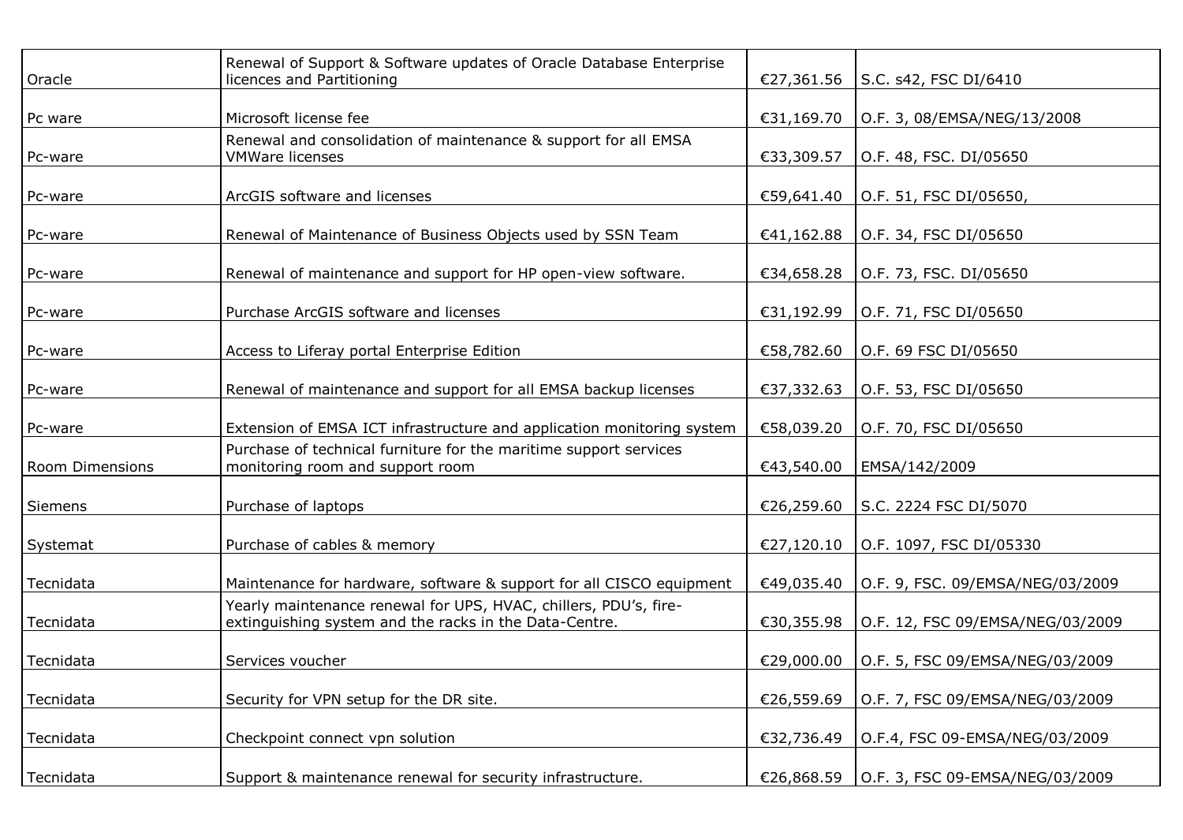| | | | |
|---|---|---|---|
| Oracle | Renewal of Support & Software updates of Oracle Database Enterprise licences and Partitioning | €27,361.56 | S.C. s42, FSC DI/6410 |
| Pc ware | Microsoft license fee | €31,169.70 | O.F. 3, 08/EMSA/NEG/13/2008 |
| Pc-ware | Renewal and consolidation of maintenance & support for all EMSA VMWare licenses | €33,309.57 | O.F. 48, FSC. DI/05650 |
| Pc-ware | ArcGIS software and licenses | €59,641.40 | O.F. 51, FSC DI/05650, |
| Pc-ware | Renewal of Maintenance of Business Objects used by SSN Team | €41,162.88 | O.F. 34, FSC DI/05650 |
| Pc-ware | Renewal of maintenance and support for HP open-view software. | €34,658.28 | O.F. 73, FSC. DI/05650 |
| Pc-ware | Purchase ArcGIS software and licenses | €31,192.99 | O.F. 71, FSC DI/05650 |
| Pc-ware | Access to Liferay portal Enterprise Edition | €58,782.60 | O.F. 69 FSC DI/05650 |
| Pc-ware | Renewal of maintenance and support for all EMSA backup licenses | €37,332.63 | O.F. 53, FSC DI/05650 |
| Pc-ware | Extension of EMSA ICT infrastructure and application monitoring system | €58,039.20 | O.F. 70, FSC DI/05650 |
| Room Dimensions | Purchase of technical furniture for the maritime support services monitoring room and support room | €43,540.00 | EMSA/142/2009 |
| Siemens | Purchase of laptops | €26,259.60 | S.C. 2224 FSC DI/5070 |
| Systemat | Purchase of cables & memory | €27,120.10 | O.F. 1097, FSC DI/05330 |
| Tecnidata | Maintenance for hardware, software & support for all CISCO equipment | €49,035.40 | O.F. 9, FSC. 09/EMSA/NEG/03/2009 |
| Tecnidata | Yearly maintenance renewal for UPS, HVAC, chillers, PDU's, fire-extinguishing system and the racks in the Data-Centre. | €30,355.98 | O.F. 12, FSC 09/EMSA/NEG/03/2009 |
| Tecnidata | Services voucher | €29,000.00 | O.F. 5, FSC 09/EMSA/NEG/03/2009 |
| Tecnidata | Security for VPN setup for the DR site. | €26,559.69 | O.F. 7, FSC 09/EMSA/NEG/03/2009 |
| Tecnidata | Checkpoint connect vpn solution | €32,736.49 | O.F.4, FSC 09-EMSA/NEG/03/2009 |
| Tecnidata | Support & maintenance renewal for security infrastructure. | €26,868.59 | O.F. 3, FSC 09-EMSA/NEG/03/2009 |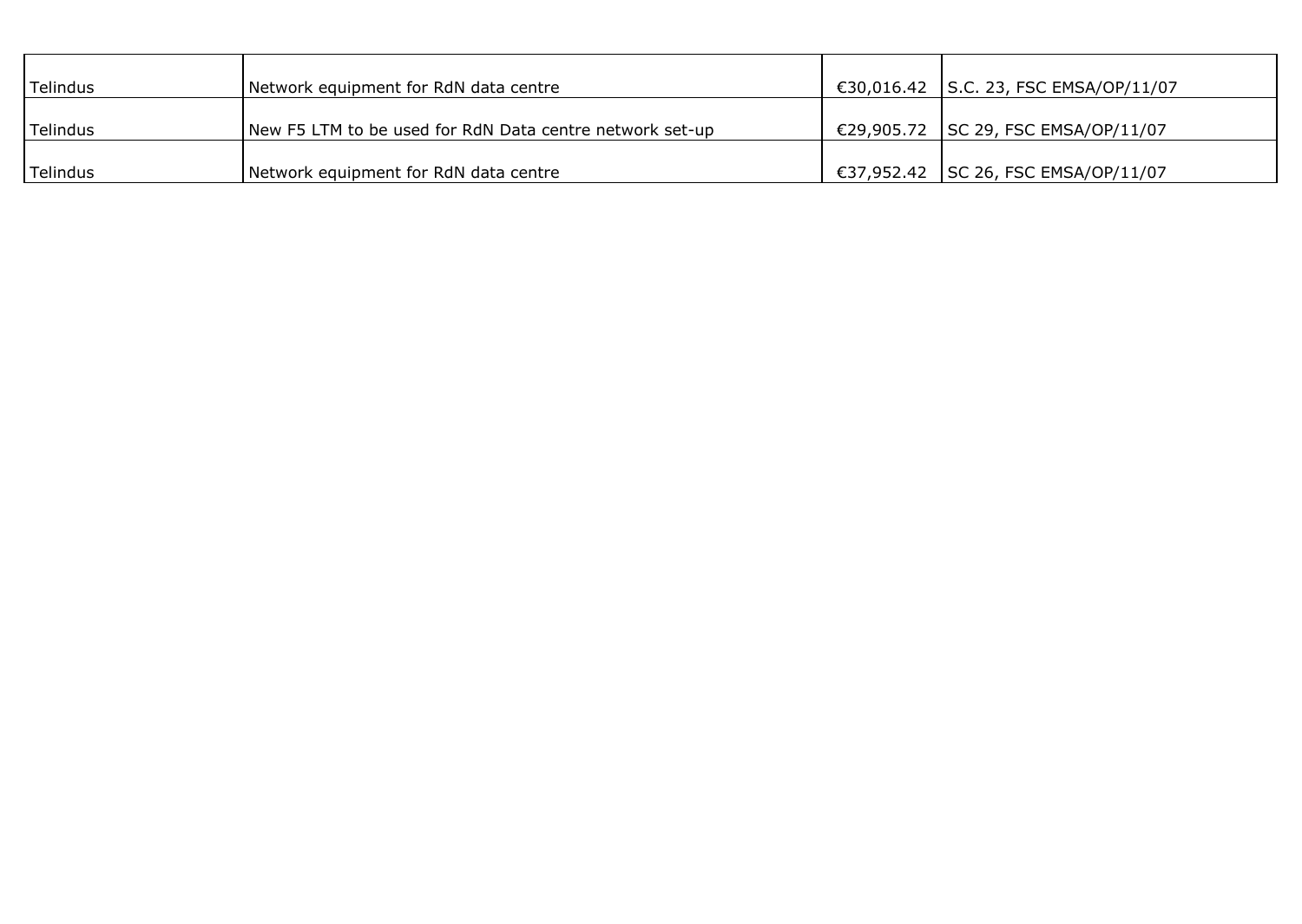| | | | |
|---|---|---|---|
| Telindus | Network equipment for RdN data centre | €30,016.42 | S.C. 23, FSC EMSA/OP/11/07 |
| Telindus | New F5 LTM to be used for RdN Data centre network set-up | €29,905.72 | SC 29, FSC EMSA/OP/11/07 |
| Telindus | Network equipment for RdN data centre | €37,952.42 | SC 26, FSC EMSA/OP/11/07 |